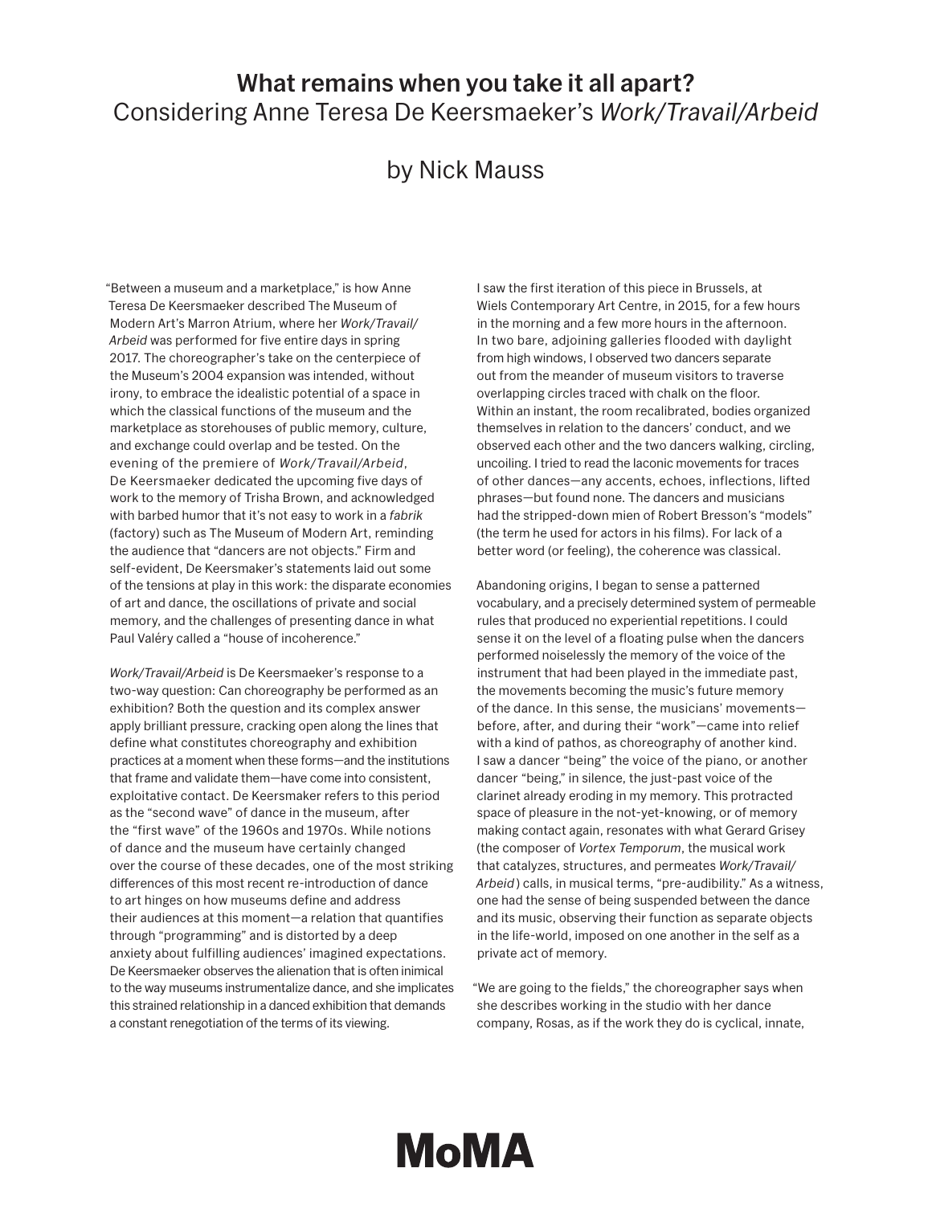# What remains when you take it all apart?

## Considering Anne Teresa De Keersmaeker's *Work/Travail/Arbeid*

### by Nick Mauss

"Between a museum and a marketplace," is how Anne Teresa De Keersmaeker described The Museum of Modern Art's Marron Atrium, where her *Work/Travail/Arbeid* was performed for five entire days in spring 2017. The choreographer's take on the centerpiece of the Museum's 2004 expansion was intended, without irony, to embrace the idealistic potential of a space in which the classical functions of the museum and the marketplace as storehouses of public memory, culture, and exchange could overlap and be tested. On the evening of the premiere of *Work/Travail/Arbeid*, De Keersmaeker dedicated the upcoming five days of work to the memory of Trisha Brown, and acknowledged with barbed humor that it's not easy to work in a *fabrik* (factory) such as The Museum of Modern Art, reminding the audience that "dancers are not objects." Firm and self-evident, De Keersmaker's statements laid out some of the tensions at play in this work: the disparate economies of art and dance, the oscillations of private and social memory, and the challenges of presenting dance in what Paul Valéry called a "house of incoherence."

*Work/Travail/Arbeid* is De Keersmaeker's response to a two-way question: Can choreography be performed as an exhibition? Both the question and its complex answer apply brilliant pressure, cracking open along the lines that define what constitutes choreography and exhibition practices at a moment when these forms—and the institutions that frame and validate them—have come into consistent, exploitative contact. De Keersmaker refers to this period as the "second wave" of dance in the museum, after the "first wave" of the 1960s and 1970s. While notions of dance and the museum have certainly changed over the course of these decades, one of the most striking differences of this most recent re-introduction of dance to art hinges on how museums define and address their audiences at this moment—a relation that quantifies through "programming" and is distorted by a deep anxiety about fulfilling audiences' imagined expectations. De Keersmaeker observes the alienation that is often inimical to the way museums instrumentalize dance, and she implicates this strained relationship in a danced exhibition that demands a constant renegotiation of the terms of its viewing.

I saw the first iteration of this piece in Brussels, at Wiels Contemporary Art Centre, in 2015, for a few hours in the morning and a few more hours in the afternoon. In two bare, adjoining galleries flooded with daylight from high windows, I observed two dancers separate out from the meander of museum visitors to traverse overlapping circles traced with chalk on the floor. Within an instant, the room recalibrated, bodies organized themselves in relation to the dancers' conduct, and we observed each other and the two dancers walking, circling, uncoiling. I tried to read the laconic movements for traces of other dances—any accents, echoes, inflections, lifted phrases—but found none. The dancers and musicians had the stripped-down mien of Robert Bresson's "models" (the term he used for actors in his films). For lack of a better word (or feeling), the coherence was classical.

Abandoning origins, I began to sense a patterned vocabulary, and a precisely determined system of permeable rules that produced no experiential repetitions. I could sense it on the level of a floating pulse when the dancers performed noiselessly the memory of the voice of the instrument that had been played in the immediate past, the movements becoming the music's future memory of the dance. In this sense, the musicians' movements—before, after, and during their "work"—came into relief with a kind of pathos, as choreography of another kind. I saw a dancer "being" the voice of the piano, or another dancer "being," in silence, the just-past voice of the clarinet already eroding in my memory. This protracted space of pleasure in the not-yet-knowing, or of memory making contact again, resonates with what Gerard Grisey (the composer of *Vortex Temporum*, the musical work that catalyzes, structures, and permeates *Work/Travail/Arbeid*) calls, in musical terms, "pre-audibility." As a witness, one had the sense of being suspended between the dance and its music, observing their function as separate objects in the life-world, imposed on one another in the self as a private act of memory.

"We are going to the fields," the choreographer says when she describes working in the studio with her dance company, Rosas, as if the work they do is cyclical, innate,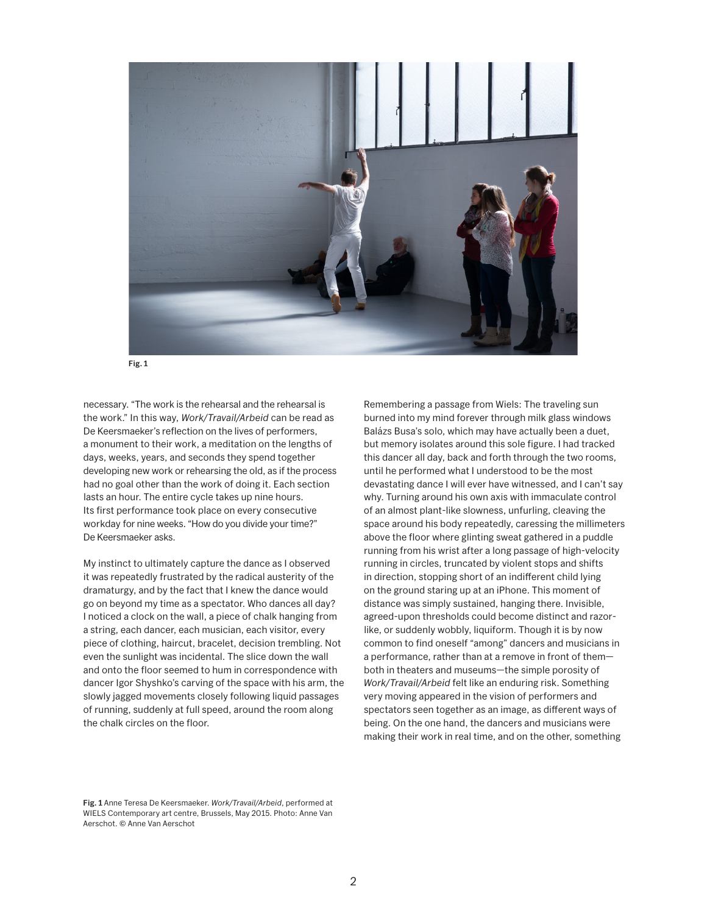Fig. 1

necessary. “The work is the rehearsal and the rehearsal is the work.” In this way, *Work/Travail/Arbeid* can be read as De Keersmaeker’s reflection on the lives of performers, a monument to their work, a meditation on the lengths of days, weeks, years, and seconds they spend together developing new work or rehearsing the old, as if the process had no goal other than the work of doing it. Each section lasts an hour. The entire cycle takes up nine hours. Its first performance took place on every consecutive workday for nine weeks. “How do you divide your time?” De Keersmaeker asks.

My instinct to ultimately capture the dance as I observed it was repeatedly frustrated by the radical austerity of the dramaturgy, and by the fact that I knew the dance would go on beyond my time as a spectator. Who dances all day? I noticed a clock on the wall, a piece of chalk hanging from a string, each dancer, each musician, each visitor, every piece of clothing, haircut, bracelet, decision trembling. Not even the sunlight was incidental. The slice down the wall and onto the floor seemed to hum in correspondence with dancer Igor Shyshko’s carving of the space with his arm, the slowly jagged movements closely following liquid passages of running, suddenly at full speed, around the room along the chalk circles on the floor.

Remembering a passage from Wiels: The traveling sun burned into my mind forever through milk glass windows Balázs Busa’s solo, which may have actually been a duet, but memory isolates around this sole figure. I had tracked this dancer all day, back and forth through the two rooms, until he performed what I understood to be the most devastating dance I will ever have witnessed, and I can’t say why. Turning around his own axis with immaculate control of an almost plant-like slowness, unfurling, cleaving the space around his body repeatedly, caressing the millimeters above the floor where glinting sweat gathered in a puddle running from his wrist after a long passage of high-velocity running in circles, truncated by violent stops and shifts in direction, stopping short of an indifferent child lying on the ground staring up at an iPhone. This moment of distance was simply sustained, hanging there. Invisible, agreed-upon thresholds could become distinct and razor-like, or suddenly wobbly, liquiform. Though it is by now common to find oneself “among” dancers and musicians in a performance, rather than at a remove in front of them—both in theaters and museums—the simple porosity of *Work/Travail/Arbeid* felt like an enduring risk. Something very moving appeared in the vision of performers and spectators seen together as an image, as different ways of being. On the one hand, the dancers and musicians were making their work in real time, and on the other, something

**Fig. 1** Anne Teresa De Keersmaeker. *Work/Travail/Arbeid*, performed at WIELS Contemporary art centre, Brussels, May 2015. Photo: Anne Van Aerschot. © Anne Van Aerschot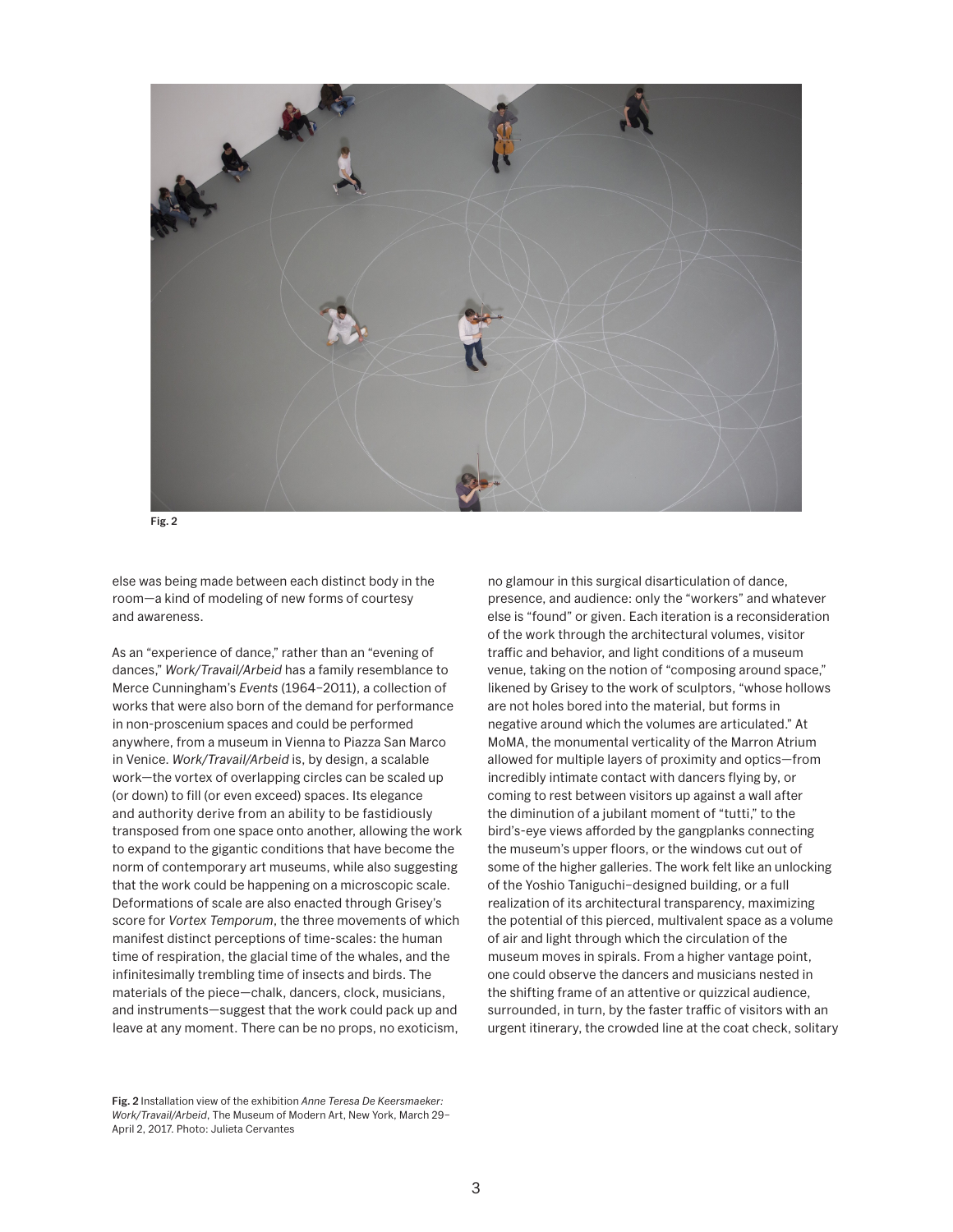Fig. 2

else was being made between each distinct body in the room—a kind of modeling of new forms of courtesy and awareness.

As an "experience of dance," rather than an "evening of dances," *Work/Travail/Arbeid* has a family resemblance to Merce Cunningham's *Events* (1964–2011), a collection of works that were also born of the demand for performance in non-proscenium spaces and could be performed anywhere, from a museum in Vienna to Piazza San Marco in Venice. *Work/Travail/Arbeid* is, by design, a scalable work—the vortex of overlapping circles can be scaled up (or down) to fill (or even exceed) spaces. Its elegance and authority derive from an ability to be fastidiously transposed from one space onto another, allowing the work to expand to the gigantic conditions that have become the norm of contemporary art museums, while also suggesting that the work could be happening on a microscopic scale. Deformations of scale are also enacted through Grisey's score for *Vortex Temporum*, the three movements of which manifest distinct perceptions of time-scales: the human time of respiration, the glacial time of the whales, and the infinitesimally trembling time of insects and birds. The materials of the piece—chalk, dancers, clock, musicians, and instruments—suggest that the work could pack up and leave at any moment. There can be no props, no exoticism, no glamour in this surgical disarticulation of dance, presence, and audience: only the "workers" and whatever else is "found" or given. Each iteration is a reconsideration of the work through the architectural volumes, visitor traffic and behavior, and light conditions of a museum venue, taking on the notion of "composing around space," likened by Grisey to the work of sculptors, "whose hollows are not holes bored into the material, but forms in negative around which the volumes are articulated." At MoMA, the monumental verticality of the Marron Atrium allowed for multiple layers of proximity and optics—from incredibly intimate contact with dancers flying by, or coming to rest between visitors up against a wall after the diminution of a jubilant moment of "tutti," to the bird's-eye views afforded by the gangplanks connecting the museum's upper floors, or the windows cut out of some of the higher galleries. The work felt like an unlocking of the Yoshio Taniguchi–designed building, or a full realization of its architectural transparency, maximizing the potential of this pierced, multivalent space as a volume of air and light through which the circulation of the museum moves in spirals. From a higher vantage point, one could observe the dancers and musicians nested in the shifting frame of an attentive or quizzical audience, surrounded, in turn, by the faster traffic of visitors with an urgent itinerary, the crowded line at the coat check, solitary

**Fig. 2** Installation view of the exhibition *Anne Teresa De Keersmaeker: Work/Travail/Arbeid*, The Museum of Modern Art, New York, March 29–April 2, 2017. Photo: Julieta Cervantes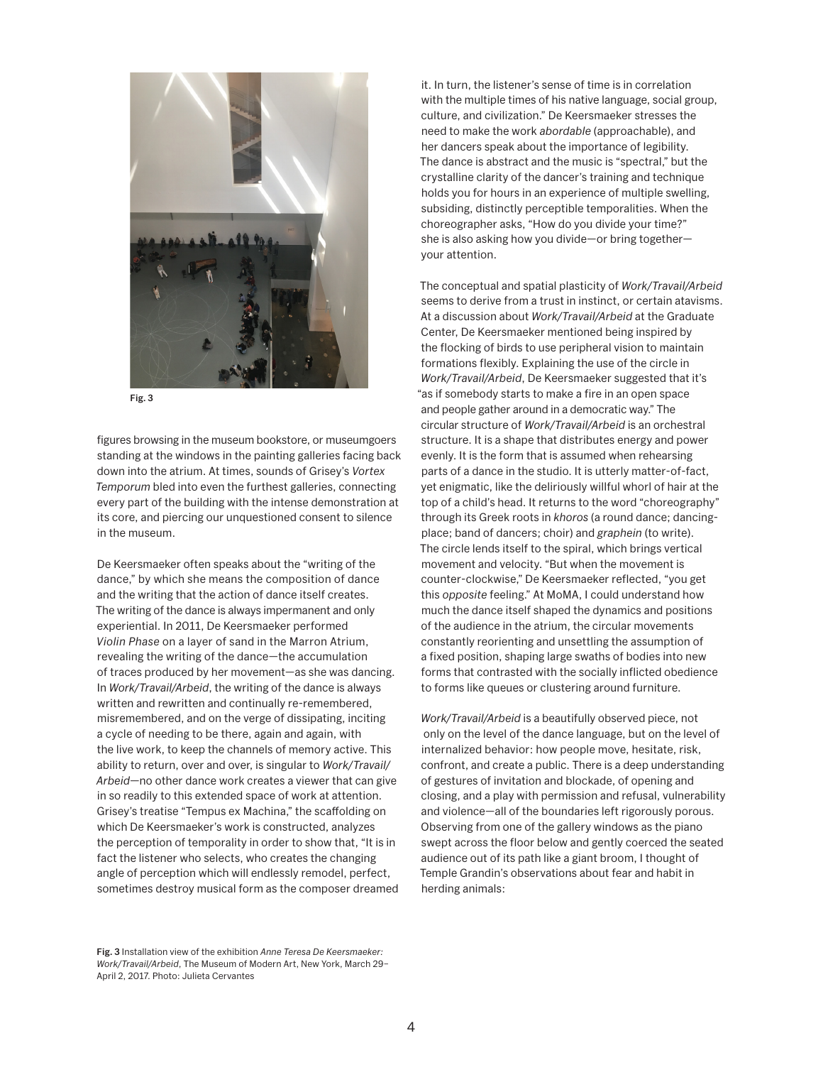Fig. 3

figures browsing in the museum bookstore, or museumgoers standing at the windows in the painting galleries facing back down into the atrium. At times, sounds of Grisey's *Vortex Temporum* bled into even the furthest galleries, connecting every part of the building with the intense demonstration at its core, and piercing our unquestioned consent to silence in the museum.

De Keersmaeker often speaks about the "writing of the dance," by which she means the composition of dance and the writing that the action of dance itself creates. The writing of the dance is always impermanent and only experiential. In 2011, De Keersmaeker performed *Violin Phase* on a layer of sand in the Marron Atrium, revealing the writing of the dance—the accumulation of traces produced by her movement—as she was dancing. In *Work/Travail/Arbeid*, the writing of the dance is always written and rewritten and continually re-remembered, misremembered, and on the verge of dissipating, inciting a cycle of needing to be there, again and again, with the live work, to keep the channels of memory active. This ability to return, over and over, is singular to *Work/Travail/Arbeid*—no other dance work creates a viewer that can give in so readily to this extended space of work at attention. Grisey's treatise "Tempus ex Machina," the scaffolding on which De Keersmaeker's work is constructed, analyzes the perception of temporality in order to show that, "It is in fact the listener who selects, who creates the changing angle of perception which will endlessly remodel, perfect, sometimes destroy musical form as the composer dreamed it. In turn, the listener's sense of time is in correlation with the multiple times of his native language, social group, culture, and civilization." De Keersmaeker stresses the need to make the work *abordable* (approachable), and her dancers speak about the importance of legibility. The dance is abstract and the music is "spectral," but the crystalline clarity of the dancer's training and technique holds you for hours in an experience of multiple swelling, subsiding, distinctly perceptible temporalities. When the choreographer asks, "How do you divide your time?" she is also asking how you divide—or bring together—your attention.

The conceptual and spatial plasticity of *Work/Travail/Arbeid* seems to derive from a trust in instinct, or certain atavisms. At a discussion about *Work/Travail/Arbeid* at the Graduate Center, De Keersmaeker mentioned being inspired by the flocking of birds to use peripheral vision to maintain formations flexibly. Explaining the use of the circle in *Work/Travail/Arbeid*, De Keersmaeker suggested that it's "as if somebody starts to make a fire in an open space and people gather around in a democratic way." The circular structure of *Work/Travail/Arbeid* is an orchestral structure. It is a shape that distributes energy and power evenly. It is the form that is assumed when rehearsing parts of a dance in the studio. It is utterly matter-of-fact, yet enigmatic, like the deliriously willful whorl of hair at the top of a child's head. It returns to the word "choreography" through its Greek roots in *khoros* (a round dance; dancing-place; band of dancers; choir) and *graphein* (to write). The circle lends itself to the spiral, which brings vertical movement and velocity. "But when the movement is counter-clockwise," De Keersmaeker reflected, "you get this *opposite* feeling." At MoMA, I could understand how much the dance itself shaped the dynamics and positions of the audience in the atrium, the circular movements constantly reorienting and unsettling the assumption of a fixed position, shaping large swaths of bodies into new forms that contrasted with the socially inflicted obedience to forms like queues or clustering around furniture.

*Work/Travail/Arbeid* is a beautifully observed piece, not only on the level of the dance language, but on the level of internalized behavior: how people move, hesitate, risk, confront, and create a public. There is a deep understanding of gestures of invitation and blockade, of opening and closing, and a play with permission and refusal, vulnerability and violence—all of the boundaries left rigorously porous. Observing from one of the gallery windows as the piano swept across the floor below and gently coerced the seated audience out of its path like a giant broom, I thought of Temple Grandin's observations about fear and habit in herding animals:

**Fig. 3** Installation view of the exhibition *Anne Teresa De Keersmaeker: Work/Travail/Arbeid*, The Museum of Modern Art, New York, March 29–April 2, 2017. Photo: Julieta Cervantes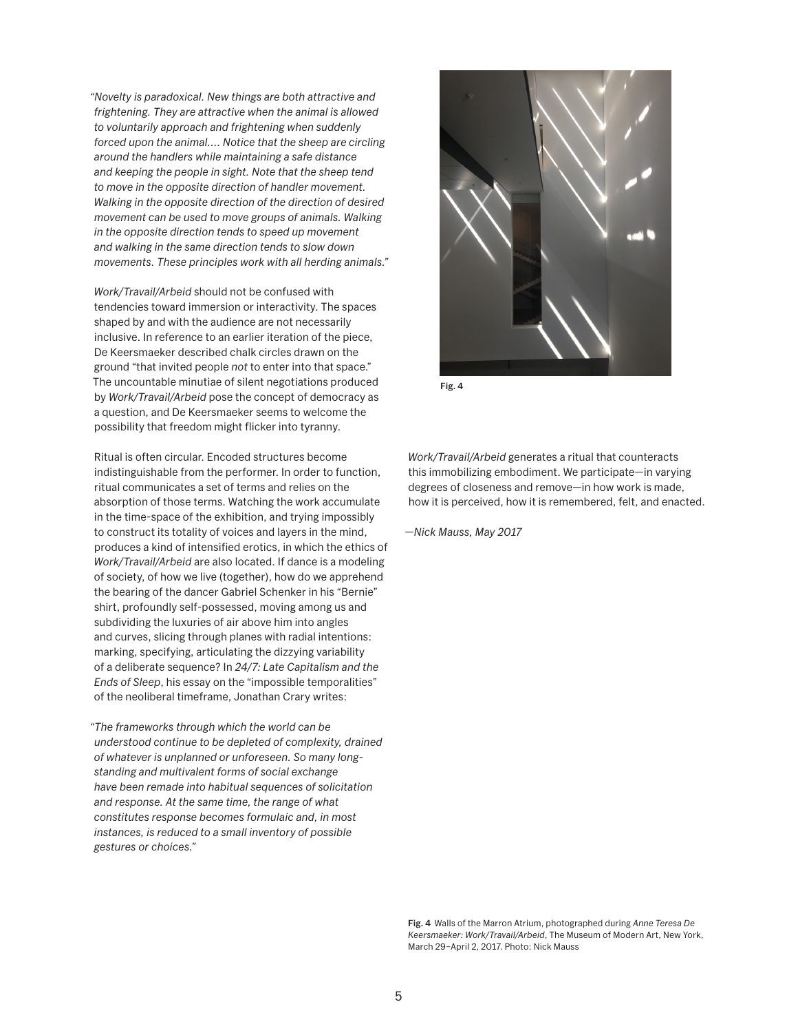*"Novelty is paradoxical. New things are both attractive and frightening. They are attractive when the animal is allowed to voluntarily approach and frightening when suddenly forced upon the animal.... Notice that the sheep are circling around the handlers while maintaining a safe distance and keeping the people in sight. Note that the sheep tend to move in the opposite direction of handler movement. Walking in the opposite direction of the direction of desired movement can be used to move groups of animals. Walking in the opposite direction tends to speed up movement and walking in the same direction tends to slow down movements. These principles work with all herding animals."*

*Work/Travail/Arbeid* should not be confused with tendencies toward immersion or interactivity. The spaces shaped by and with the audience are not necessarily inclusive. In reference to an earlier iteration of the piece, De Keersmaeker described chalk circles drawn on the ground "that invited people *not* to enter into that space." The uncountable minutiae of silent negotiations produced by *Work/Travail/Arbeid* pose the concept of democracy as a question, and De Keersmaeker seems to welcome the possibility that freedom might flicker into tyranny.

Ritual is often circular. Encoded structures become indistinguishable from the performer. In order to function, ritual communicates a set of terms and relies on the absorption of those terms. Watching the work accumulate in the time-space of the exhibition, and trying impossibly to construct its totality of voices and layers in the mind, produces a kind of intensified erotics, in which the ethics of *Work/Travail/Arbeid* are also located. If dance is a modeling of society, of how we live (together), how do we apprehend the bearing of the dancer Gabriel Schenker in his "Bernie" shirt, profoundly self-possessed, moving among us and subdividing the luxuries of air above him into angles and curves, slicing through planes with radial intentions: marking, specifying, articulating the dizzying variability of a deliberate sequence? In *24/7: Late Capitalism and the Ends of Sleep*, his essay on the "impossible temporalities" of the neoliberal timeframe, Jonathan Crary writes:

*"The frameworks through which the world can be understood continue to be depleted of complexity, drained of whatever is unplanned or unforeseen. So many long-standing and multivalent forms of social exchange have been remade into habitual sequences of solicitation and response. At the same time, the range of what constitutes response becomes formulaic and, in most instances, is reduced to a small inventory of possible gestures or choices."*

Fig. 4

*Work/Travail/Arbeid* generates a ritual that counteracts this immobilizing embodiment. We participate—in varying degrees of closeness and remove—in how work is made, how it is perceived, how it is remembered, felt, and enacted.

*—Nick Mauss, May 2017*

**Fig. 4** Walls of the Marron Atrium, photographed during *Anne Teresa De Keersmaeker: Work/Travail/Arbeid*, The Museum of Modern Art, New York, March 29–April 2, 2017. Photo: Nick Mauss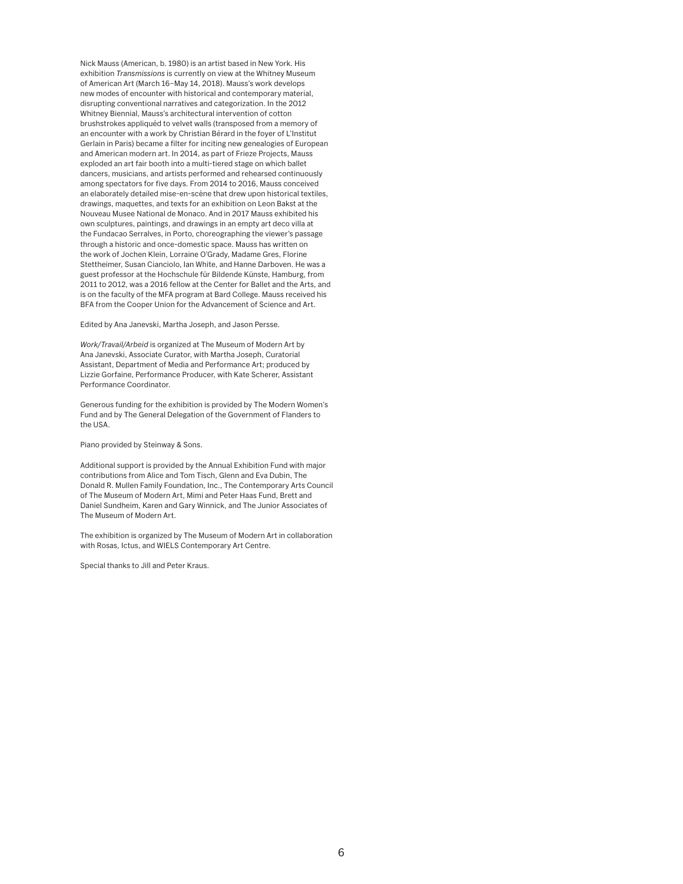Nick Mauss (American, b. 1980) is an artist based in New York. His exhibition *Transmissions* is currently on view at the Whitney Museum of American Art (March 16–May 14, 2018). Mauss's work develops new modes of encounter with historical and contemporary material, disrupting conventional narratives and categorization. In the 2012 Whitney Biennial, Mauss's architectural intervention of cotton brushstrokes appliquéd to velvet walls (transposed from a memory of an encounter with a work by Christian Bérard in the foyer of L'Institut Gerlain in Paris) became a filter for inciting new genealogies of European and American modern art. In 2014, as part of Frieze Projects, Mauss exploded an art fair booth into a multi-tiered stage on which ballet dancers, musicians, and artists performed and rehearsed continuously among spectators for five days. From 2014 to 2016, Mauss conceived an elaborately detailed mise-en-scène that drew upon historical textiles, drawings, maquettes, and texts for an exhibition on Leon Bakst at the Nouveau Musee National de Monaco. And in 2017 Mauss exhibited his own sculptures, paintings, and drawings in an empty art deco villa at the Fundacao Serralves, in Porto, choreographing the viewer's passage through a historic and once-domestic space. Mauss has written on the work of Jochen Klein, Lorraine O'Grady, Madame Gres, Florine Stettheimer, Susan Cianciolo, Ian White, and Hanne Darboven. He was a guest professor at the Hochschule für Bildende Künste, Hamburg, from 2011 to 2012, was a 2016 fellow at the Center for Ballet and the Arts, and is on the faculty of the MFA program at Bard College. Mauss received his BFA from the Cooper Union for the Advancement of Science and Art.

Edited by Ana Janevski, Martha Joseph, and Jason Persse.

*Work/Travail/Arbeid* is organized at The Museum of Modern Art by Ana Janevski, Associate Curator, with Martha Joseph, Curatorial Assistant, Department of Media and Performance Art; produced by Lizzie Gorfaine, Performance Producer, with Kate Scherer, Assistant Performance Coordinator.

Generous funding for the exhibition is provided by The Modern Women's Fund and by The General Delegation of the Government of Flanders to the USA.

Piano provided by Steinway & Sons.

Additional support is provided by the Annual Exhibition Fund with major contributions from Alice and Tom Tisch, Glenn and Eva Dubin, The Donald R. Mullen Family Foundation, Inc., The Contemporary Arts Council of The Museum of Modern Art, Mimi and Peter Haas Fund, Brett and Daniel Sundheim, Karen and Gary Winnick, and The Junior Associates of The Museum of Modern Art.

The exhibition is organized by The Museum of Modern Art in collaboration with Rosas, Ictus, and WIELS Contemporary Art Centre.

Special thanks to Jill and Peter Kraus.